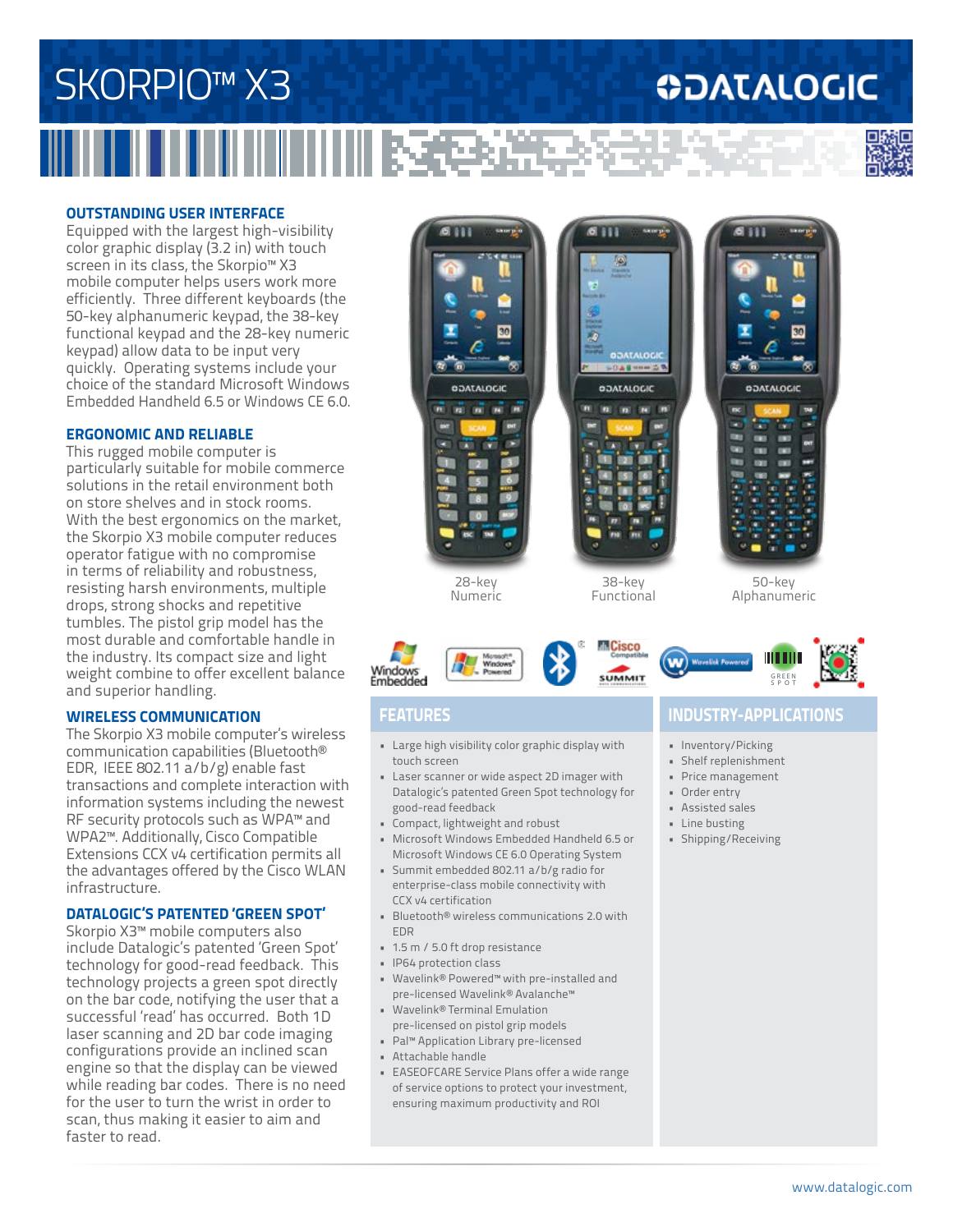# SKORPIO™ X3

## OUTSTANDING USER INTERFACE

Equipped with the largest high-visibility color graphic display (3.2 in) with touch screen in its class, the Skorpio™ X3 mobile computer helps users work more efficiently. Three different keyboards (the 50-key alphanumeric keypad, the 38-key functional keypad and the 28-key numeric keypad) allow data to be input very quickly. Operating systems include your choice of the standard Microsoft Windows Embedded Handheld 6.5 or Windows CE 6.0.

## ERGONOMIC AND RELIABLE

This rugged mobile computer is particularly suitable for mobile commerce solutions in the retail environment both on store shelves and in stock rooms. With the best ergonomics on the market, the Skorpio X3 mobile computer reduces operator fatigue with no compromise in terms of reliability and robustness, resisting harsh environments, multiple drops, strong shocks and repetitive tumbles. The pistol grip model has the most durable and comfortable handle in the industry. Its compact size and light weight combine to offer excellent balance and superior handling.

## WIRELESS COMMUNICATION

The Skorpio X3 mobile computer's wireless communication capabilities (Bluetooth® EDR, IEEE 802.11 a/b/g) enable fast transactions and complete interaction with information systems including the newest RF security protocols such as WPA™ and WPA2™. Additionally, Cisco Compatible Extensions CCX v4 certification permits all the advantages offered by the Cisco WLAN infrastructure.

## DATALOGIC'S PATENTED 'GREEN SPOT'

Skorpio X3™ mobile computers also include Datalogic's patented 'Green Spot' technology for good-read feedback. This technology projects a green spot directly on the bar code, notifying the user that a successful 'read' has occurred. Both 1D laser scanning and 2D bar code imaging configurations provide an inclined scan engine so that the display can be viewed while reading bar codes. There is no need for the user to turn the wrist in order to scan, thus making it easier to aim and faster to read.

28-key Numeric | 38-key Functional | 50-key Alphanumeric

## FEATURES

- Large high visibility color graphic display with touch screen
- Laser scanner or wide aspect 2D imager with Datalogic's patented Green Spot technology for good-read feedback
- Compact, lightweight and robust
- Microsoft Windows Embedded Handheld 6.5 or Microsoft Windows CE 6.0 Operating System
- Summit embedded 802.11 a/b/g radio for enterprise-class mobile connectivity with CCX v4 certification
- Bluetooth® wireless communications 2.0 with EDR
- 1.5 m / 5.0 ft drop resistance
- IP64 protection class
- Wavelink® Powered™ with pre-installed and pre-licensed Wavelink® Avalanche™
- Wavelink® Terminal Emulation pre-licensed on pistol grip models
- Pal™ Application Library pre-licensed
- Attachable handle
- EASEOFCARE Service Plans offer a wide range of service options to protect your investment, ensuring maximum productivity and ROI

## INDUSTRY-APPLICATIONS

- Inventory/Picking
- Shelf replenishment
- Price management
- Order entry
- Assisted sales
- Line busting
- Shipping/Receiving

www.datalogic.com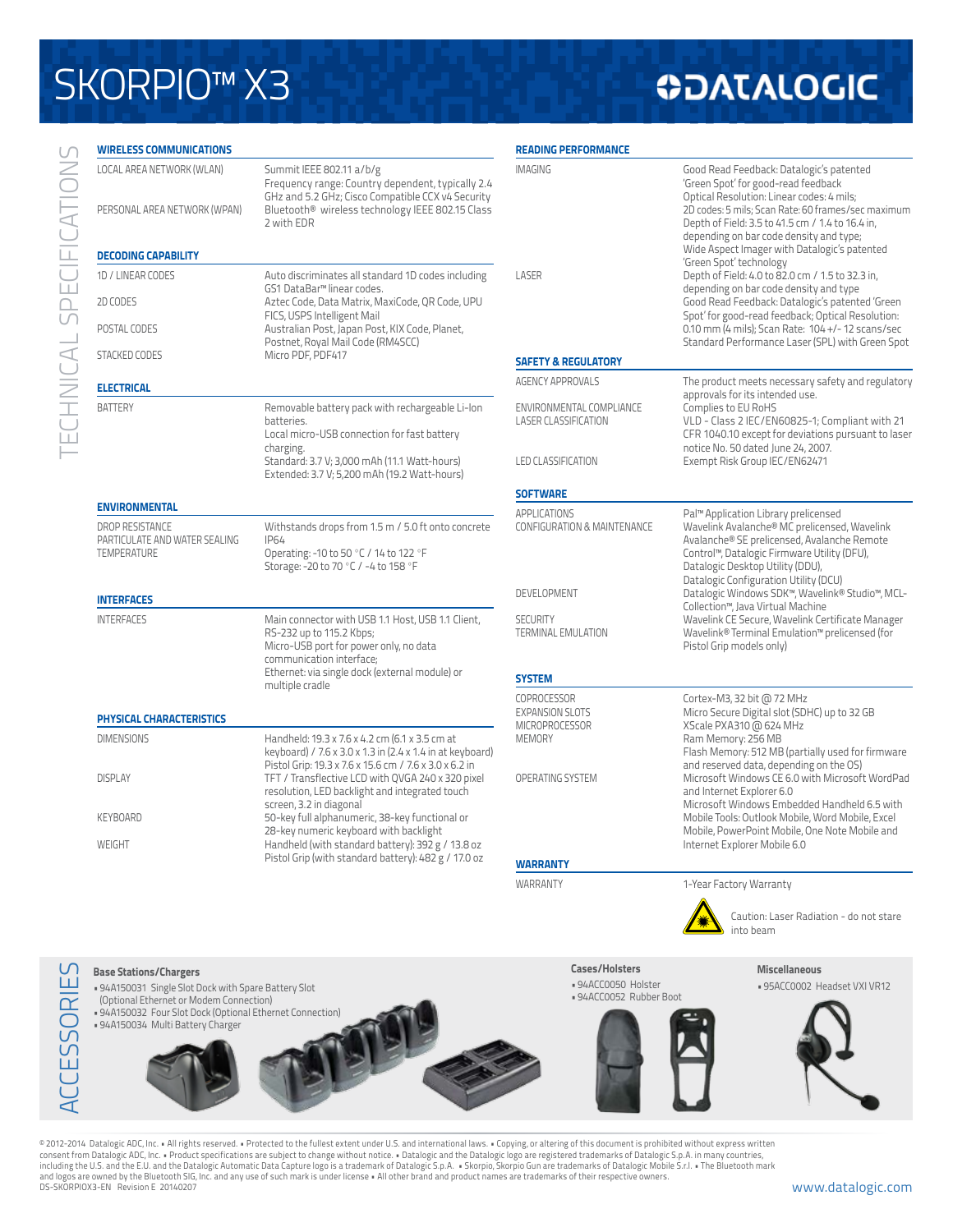# SKORPIO™ X3

TECHNICAL SPECIFICATIONS

## WIRELESS COMMUNICATIONS

| | |
|---|---|
| LOCAL AREA NETWORK (WLAN) | Summit IEEE 802.11 a/b/g<br>Frequency range: Country dependent, typically 2.4 GHz and 5.2 GHz; Cisco Compatible CCX v4 Security |
| PERSONAL AREA NETWORK (WPAN) | Bluetooth® wireless technology IEEE 802.15 Class 2 with EDR |

## DECODING CAPABILITY

| | |
|---|---|
| 1D / LINEAR CODES | Auto discriminates all standard 1D codes including GS1 DataBar™ linear codes. |
| 2D CODES | Aztec Code, Data Matrix, MaxiCode, QR Code, UPU FICS, USPS Intelligent Mail |
| POSTAL CODES | Australian Post, Japan Post, KIX Code, Planet, Postnet, Royal Mail Code (RM4SCC) |
| STACKED CODES | Micro PDF, PDF417 |

## ELECTRICAL

| | |
|---|---|
| BATTERY | Removable battery pack with rechargeable Li-Ion batteries.<br>Local micro-USB connection for fast battery charging.<br>Standard: 3.7 V; 3,000 mAh (11.1 Watt-hours)<br>Extended: 3.7 V; 5,200 mAh (19.2 Watt-hours) |

## ENVIRONMENTAL

| | |
|---|---|
| DROP RESISTANCE | Withstands drops from 1.5 m / 5.0 ft onto concrete |
| PARTICULATE AND WATER SEALING | IP64 |
| TEMPERATURE | Operating: -10 to 50 °C / 14 to 122 °F<br>Storage: -20 to 70 °C / -4 to 158 °F |

## INTERFACES

| | |
|---|---|
| INTERFACES | Main connector with USB 1.1 Host, USB 1.1 Client, RS-232 up to 115.2 Kbps;<br>Micro-USB port for power only, no data communication interface;<br>Ethernet: via single dock (external module) or multiple cradle |

## PHYSICAL CHARACTERISTICS

| | |
|---|---|
| DIMENSIONS | Handheld: 19.3 x 7.6 x 4.2 cm (6.1 x 3.5 cm at keyboard) / 7.6 x 3.0 x 1.3 in (2.4 x 1.4 in at keyboard)<br>Pistol Grip: 19.3 x 7.6 x 15.6 cm / 7.6 x 3.0 x 6.2 in |
| DISPLAY | TFT / Transflective LCD with QVGA 240 x 320 pixel resolution, LED backlight and integrated touch screen, 3.2 in diagonal |
| KEYBOARD | 50-key full alphanumeric, 38-key functional or 28-key numeric keyboard with backlight |
| WEIGHT | Handheld (with standard battery): 392 g / 13.8 oz<br>Pistol Grip (with standard battery): 482 g / 17.0 oz |

## READING PERFORMANCE

| | |
|---|---|
| IMAGING | Good Read Feedback: Datalogic's patented 'Green Spot' for good-read feedback<br>Optical Resolution: Linear codes: 4 mils;<br>2D codes: 5 mils; Scan Rate: 60 frames/sec maximum<br>Depth of Field: 3.5 to 41.5 cm / 1.4 to 16.4 in, depending on bar code density and type;<br>Wide Aspect Imager with Datalogic's patented 'Green Spot' technology |
| LASER | Depth of Field: 4.0 to 82.0 cm / 1.5 to 32.3 in, depending on bar code density and type<br>Good Read Feedback: Datalogic's patented 'Green Spot' for good-read feedback; Optical Resolution: 0.10 mm (4 mils); Scan Rate: 104 +/- 12 scans/sec<br>Standard Performance Laser (SPL) with Green Spot |

## SAFETY & REGULATORY

| | |
|---|---|
| AGENCY APPROVALS | The product meets necessary safety and regulatory approvals for its intended use. |
| ENVIRONMENTAL COMPLIANCE | Complies to EU RoHS |
| LASER CLASSIFICATION | VLD - Class 2 IEC/EN60825-1; Compliant with 21 CFR 1040.10 except for deviations pursuant to laser notice No. 50 dated June 24, 2007. |
| LED CLASSIFICATION | Exempt Risk Group IEC/EN62471 |

## SOFTWARE

| | |
|---|---|
| APPLICATIONS | Pal™ Application Library prelicensed |
| CONFIGURATION & MAINTENANCE | Wavelink Avalanche® MC prelicensed, Wavelink Avalanche® SE prelicensed, Avalanche Remote Control™, Datalogic Firmware Utility (DFU), Datalogic Desktop Utility (DDU), Datalogic Configuration Utility (DCU) |
| DEVELOPMENT | Datalogic Windows SDK™, Wavelink® Studio™, MCL-Collection™, Java Virtual Machine |
| SECURITY | Wavelink CE Secure, Wavelink Certificate Manager |
| TERMINAL EMULATION | Wavelink® Terminal Emulation™ prelicensed (for Pistol Grip models only) |

## SYSTEM

| | |
|---|---|
| COPROCESSOR | Cortex-M3, 32 bit @ 72 MHz |
| EXPANSION SLOTS | Micro Secure Digital slot (SDHC) up to 32 GB |
| MICROPROCESSOR | XScale PXA310 @ 624 MHz |
| MEMORY | Ram Memory: 256 MB<br>Flash Memory: 512 MB (partially used for firmware and reserved data, depending on the OS) |
| OPERATING SYSTEM | Microsoft Windows CE 6.0 with Microsoft WordPad and Internet Explorer 6.0<br>Microsoft Windows Embedded Handheld 6.5 with Mobile Tools: Outlook Mobile, Word Mobile, Excel Mobile, PowerPoint Mobile, One Note Mobile and Internet Explorer Mobile 6.0 |

## WARRANTY

| | |
|---|---|
| WARRANTY | 1-Year Factory Warranty |

Caution: Laser Radiation - do not stare into beam

# ACCESSORIES

**Base Stations/Chargers**

- 94A150031 Single Slot Dock with Spare Battery Slot (Optional Ethernet or Modem Connection)
- 94A150032 Four Slot Dock (Optional Ethernet Connection)
- 94A150034 Multi Battery Charger

**Cases/Holsters**

- 94ACC0050 Holster
- 94ACC0052 Rubber Boot

**Miscellaneous**

- 95ACC0002 Headset VXI VR12

© 2012-2014 Datalogic ADC, Inc. • All rights reserved. • Protected to the fullest extent under U.S. and international laws. • Copying, or altering of this document is prohibited without express written consent from Datalogic ADC, Inc. • Product specifications are subject to change without notice. • Datalogic and the Datalogic logo are registered trademarks of Datalogic S.p.A. in many countries, including the U.S. and the E.U. and the Datalogic Automatic Data Capture logo is a trademark of Datalogic S.p.A. • Skorpio, Skorpio Gun are trademarks of Datalogic Mobile S.r.l. • The Bluetooth mark and logos are owned by the Bluetooth SIG, Inc. and any use of such mark is under license • All other brand and product names are trademarks of their respective owners.
DS-SKORPIOX3-EN Revision E 20140207

www.datalogic.com